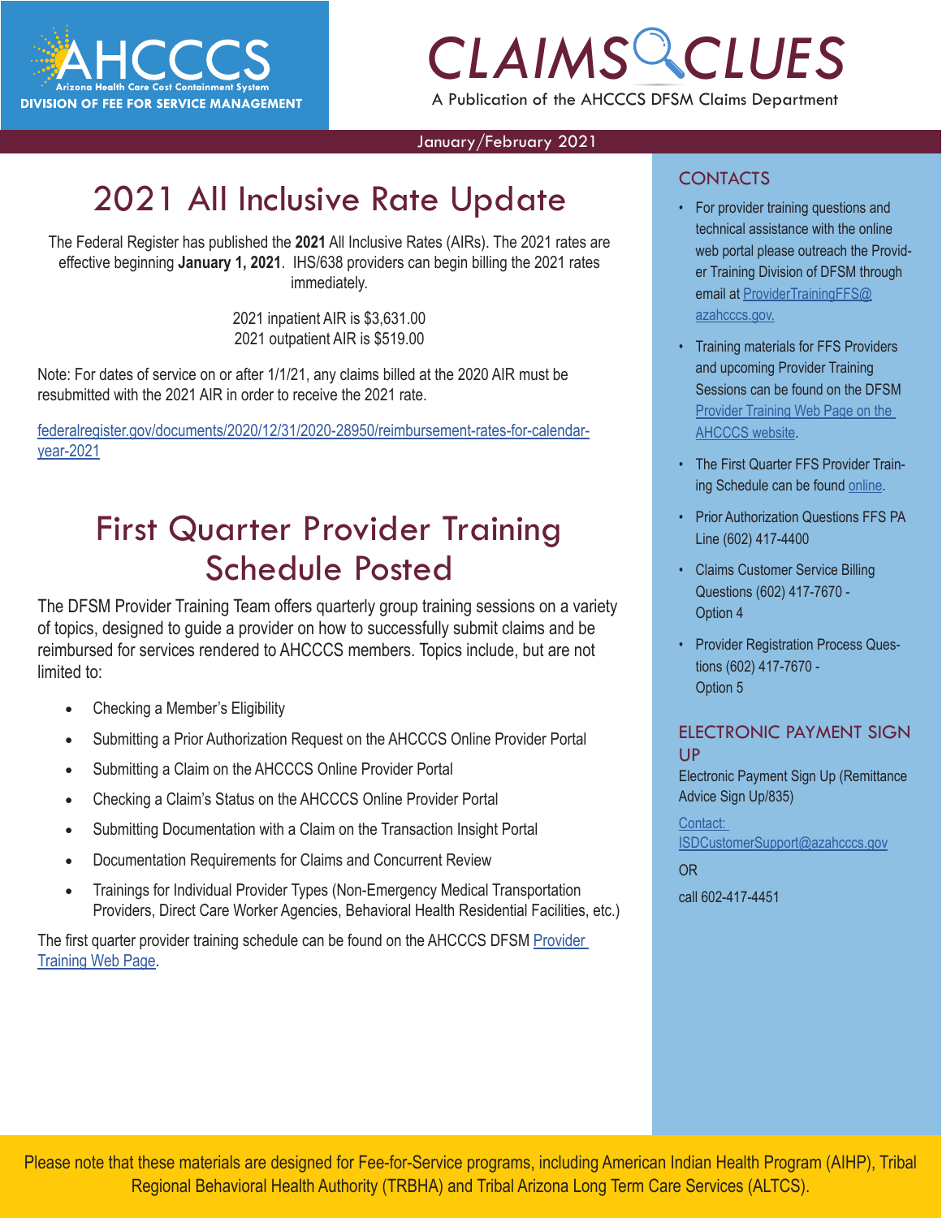AHCCCS
Arizona Health Care Cost Containment System
DIVISION OF FEE FOR SERVICE MANAGEMENT

# CLAIMS CLUES

A Publication of the AHCCCS DFSM Claims Department

January/February 2021

## 2021 All Inclusive Rate Update

The Federal Register has published the **2021** All Inclusive Rates (AIRs). The 2021 rates are effective beginning **January 1, 2021**. IHS/638 providers can begin billing the 2021 rates immediately.

2021 inpatient AIR is $3,631.00
2021 outpatient AIR is $519.00

Note: For dates of service on or after 1/1/21, any claims billed at the 2020 AIR must be resubmitted with the 2021 AIR in order to receive the 2021 rate.

federalregister.gov/documents/2020/12/31/2020-28950/reimbursement-rates-for-calendar-year-2021

## First Quarter Provider Training Schedule Posted

The DFSM Provider Training Team offers quarterly group training sessions on a variety of topics, designed to guide a provider on how to successfully submit claims and be reimbursed for services rendered to AHCCCS members. Topics include, but are not limited to:

- Checking a Member's Eligibility
- Submitting a Prior Authorization Request on the AHCCCS Online Provider Portal
- Submitting a Claim on the AHCCCS Online Provider Portal
- Checking a Claim's Status on the AHCCCS Online Provider Portal
- Submitting Documentation with a Claim on the Transaction Insight Portal
- Documentation Requirements for Claims and Concurrent Review
- Trainings for Individual Provider Types (Non-Emergency Medical Transportation Providers, Direct Care Worker Agencies, Behavioral Health Residential Facilities, etc.)

The first quarter provider training schedule can be found on the AHCCCS DFSM Provider Training Web Page.

## CONTACTS

- For provider training questions and technical assistance with the online web portal please outreach the Provider Training Division of DFSM through email at ProviderTrainingFFS@azahcccs.gov.
- Training materials for FFS Providers and upcoming Provider Training Sessions can be found on the DFSM Provider Training Web Page on the AHCCCS website.
- The First Quarter FFS Provider Training Schedule can be found online.
- Prior Authorization Questions FFS PA Line (602) 417-4400
- Claims Customer Service Billing Questions (602) 417-7670 - Option 4
- Provider Registration Process Questions (602) 417-7670 - Option 5

## ELECTRONIC PAYMENT SIGN UP

Electronic Payment Sign Up (Remittance Advice Sign Up/835)

Contact: ISDCustomerSupport@azahcccs.gov

OR

call 602-417-4451

Please note that these materials are designed for Fee-for-Service programs, including American Indian Health Program (AIHP), Tribal Regional Behavioral Health Authority (TRBHA) and Tribal Arizona Long Term Care Services (ALTCS).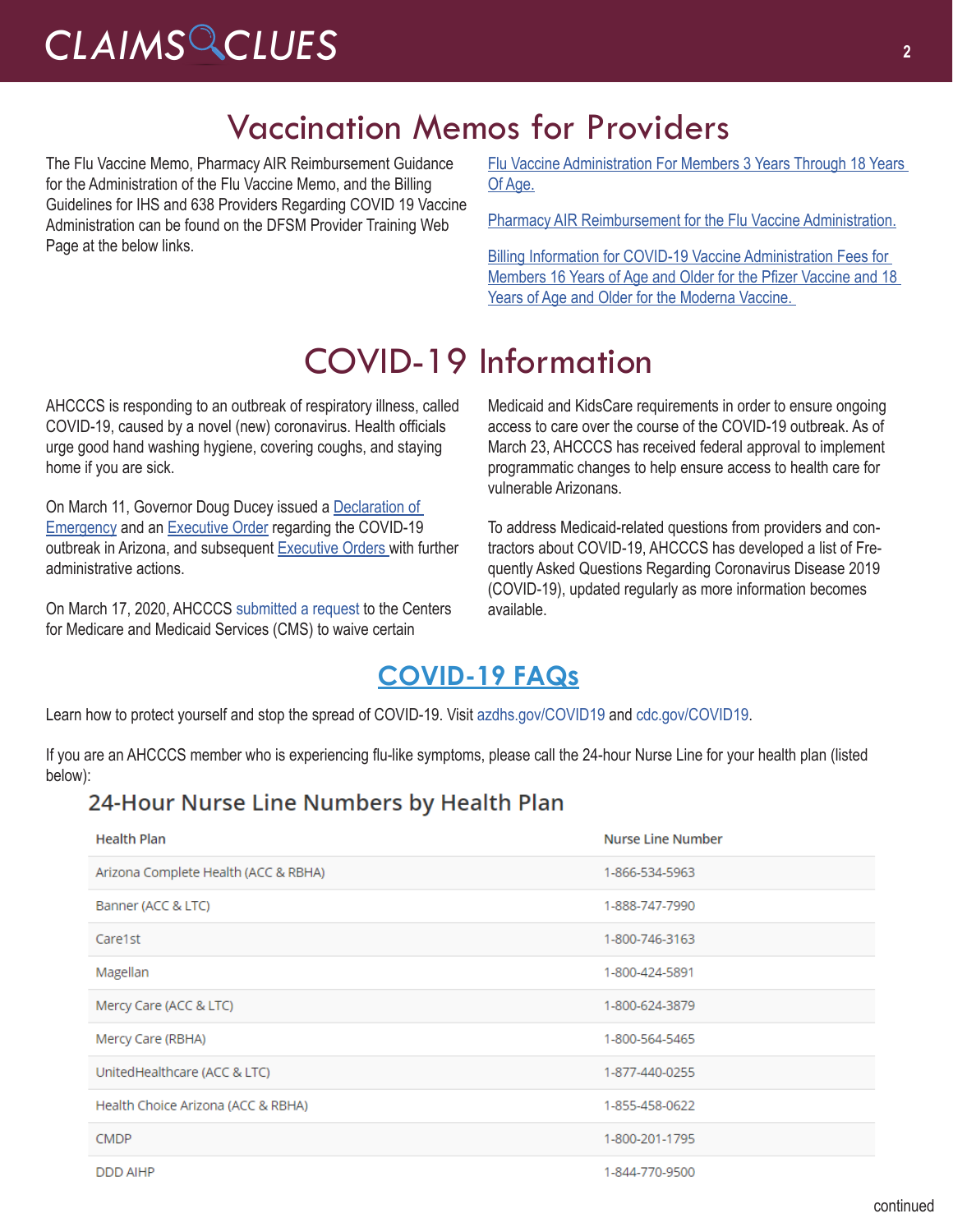# Vaccination Memos for Providers

The Flu Vaccine Memo, Pharmacy AIR Reimbursement Guidance for the Administration of the Flu Vaccine Memo, and the Billing Guidelines for IHS and 638 Providers Regarding COVID 19 Vaccine Administration can be found on the DFSM Provider Training Web Page at the below links.

Flu Vaccine Administration For Members 3 Years Through 18 Years Of Age.

Pharmacy AIR Reimbursement for the Flu Vaccine Administration.

Billing Information for COVID-19 Vaccine Administration Fees for Members 16 Years of Age and Older for the Pfizer Vaccine and 18 Years of Age and Older for the Moderna Vaccine.

# COVID-19 Information

AHCCCS is responding to an outbreak of respiratory illness, called COVID-19, caused by a novel (new) coronavirus. Health officials urge good hand washing hygiene, covering coughs, and staying home if you are sick.

On March 11, Governor Doug Ducey issued a Declaration of Emergency and an Executive Order regarding the COVID-19 outbreak in Arizona, and subsequent Executive Orders with further administrative actions.

On March 17, 2020, AHCCCS submitted a request to the Centers for Medicare and Medicaid Services (CMS) to waive certain Medicaid and KidsCare requirements in order to ensure ongoing access to care over the course of the COVID-19 outbreak. As of March 23, AHCCCS has received federal approval to implement programmatic changes to help ensure access to health care for vulnerable Arizonans.

To address Medicaid-related questions from providers and contractors about COVID-19, AHCCCS has developed a list of Frequently Asked Questions Regarding Coronavirus Disease 2019 (COVID-19), updated regularly as more information becomes available.

## COVID-19 FAQs

Learn how to protect yourself and stop the spread of COVID-19. Visit azdhs.gov/COVID19 and cdc.gov/COVID19.

If you are an AHCCCS member who is experiencing flu-like symptoms, please call the 24-hour Nurse Line for your health plan (listed below):

### 24-Hour Nurse Line Numbers by Health Plan

| Health Plan | Nurse Line Number |
|---|---|
| Arizona Complete Health (ACC & RBHA) | 1-866-534-5963 |
| Banner (ACC & LTC) | 1-888-747-7990 |
| Care1st | 1-800-746-3163 |
| Magellan | 1-800-424-5891 |
| Mercy Care (ACC & LTC) | 1-800-624-3879 |
| Mercy Care (RBHA) | 1-800-564-5465 |
| UnitedHealthcare (ACC & LTC) | 1-877-440-0255 |
| Health Choice Arizona (ACC & RBHA) | 1-855-458-0622 |
| CMDP | 1-800-201-1795 |
| DDD AIHP | 1-844-770-9500 |

continued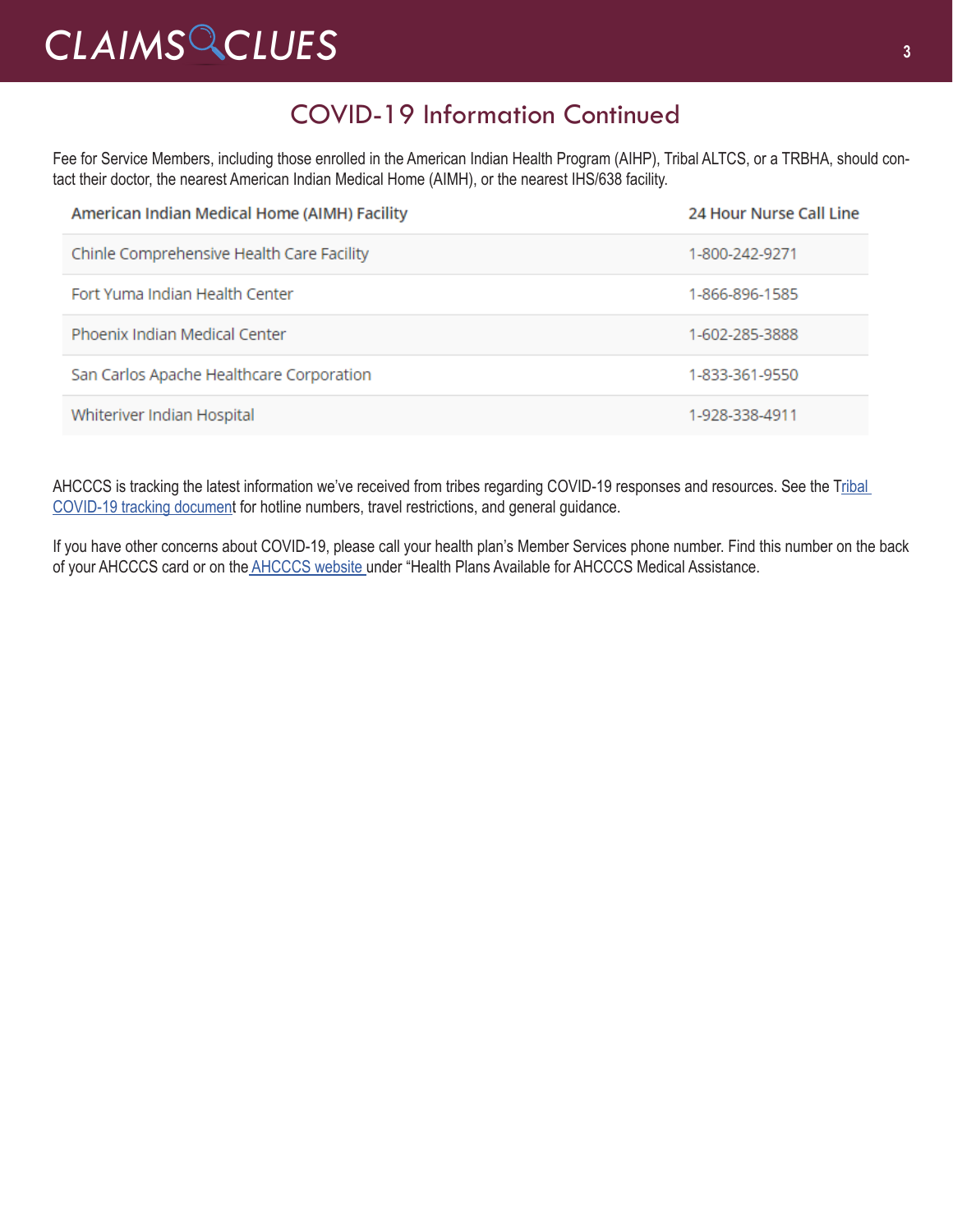## COVID-19 Information Continued

Fee for Service Members, including those enrolled in the American Indian Health Program (AIHP), Tribal ALTCS, or a TRBHA, should contact their doctor, the nearest American Indian Medical Home (AIMH), or the nearest IHS/638 facility.

| American Indian Medical Home (AIMH) Facility | 24 Hour Nurse Call Line |
|---|---|
| Chinle Comprehensive Health Care Facility | 1-800-242-9271 |
| Fort Yuma Indian Health Center | 1-866-896-1585 |
| Phoenix Indian Medical Center | 1-602-285-3888 |
| San Carlos Apache Healthcare Corporation | 1-833-361-9550 |
| Whiteriver Indian Hospital | 1-928-338-4911 |

AHCCCS is tracking the latest information we've received from tribes regarding COVID-19 responses and resources. See the Tribal COVID-19 tracking document for hotline numbers, travel restrictions, and general guidance.

If you have other concerns about COVID-19, please call your health plan's Member Services phone number. Find this number on the back of your AHCCCS card or on the AHCCCS website under "Health Plans Available for AHCCCS Medical Assistance.